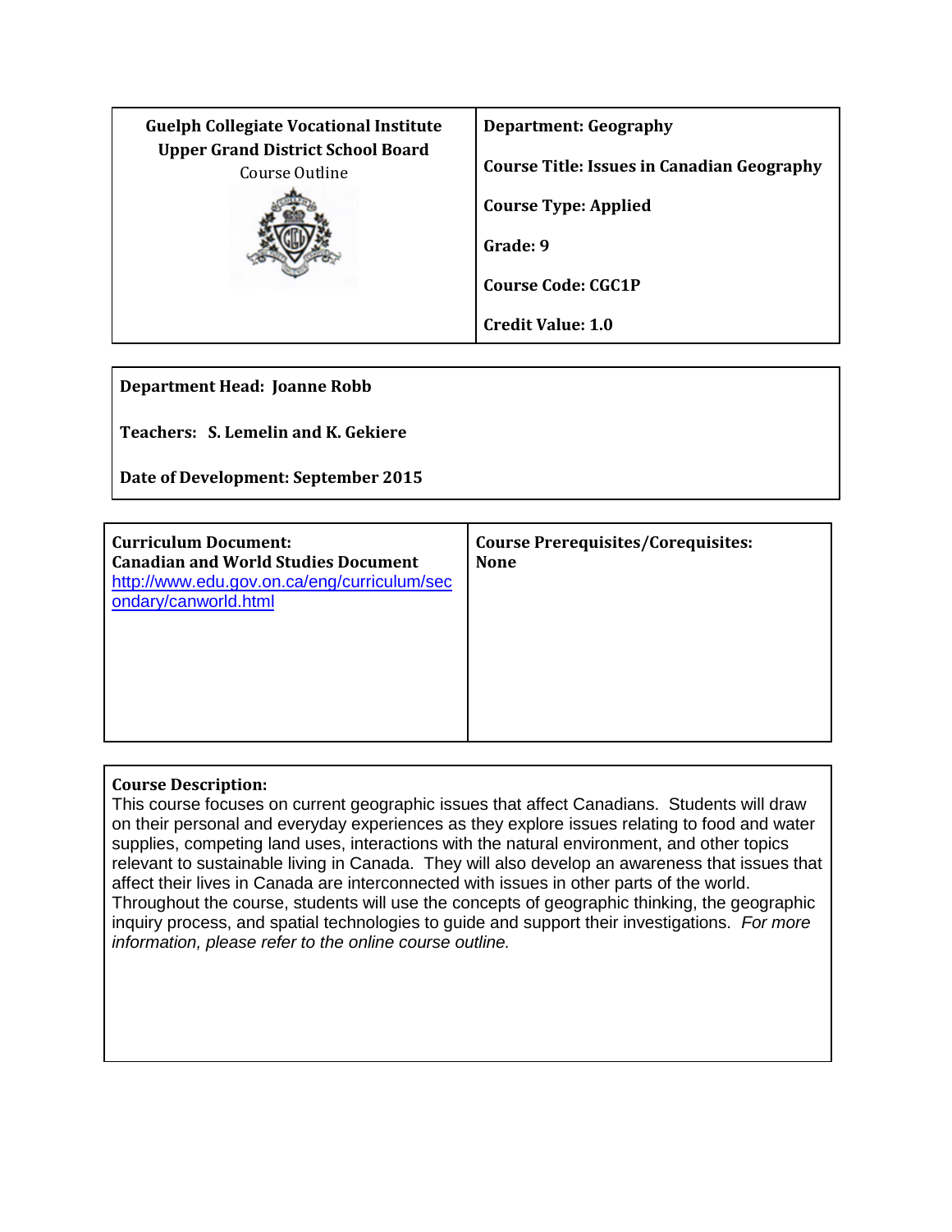| Guelph Collegiate Vocational Institute<br>Upper Grand District School Board<br>Course Outline | **Department: Geography**<br><br>**Course Title: Issues in Canadian Geography**<br><br>**Course Type: Applied**<br><br>**Grade: 9**<br><br>**Course Code: CGC1P**<br><br>**Credit Value: 1.0** |
|---|---|

**Department Head: Joanne Robb**

**Teachers: S. Lemelin and K. Gekiere**

**Date of Development: September 2015**

| **Curriculum Document:**<br>**Canadian and World Studies Document**<br>[http://www.edu.gov.on.ca/eng/curriculum/secondary/canworld.html](http://www.edu.gov.on.ca/eng/curriculum/secondary/canworld.html) | **Course Prerequisites/Corequisites:**<br>**None** |
|---|---|

**Course Description:**

This course focuses on current geographic issues that affect Canadians. Students will draw on their personal and everyday experiences as they explore issues relating to food and water supplies, competing land uses, interactions with the natural environment, and other topics relevant to sustainable living in Canada. They will also develop an awareness that issues that affect their lives in Canada are interconnected with issues in other parts of the world. Throughout the course, students will use the concepts of geographic thinking, the geographic inquiry process, and spatial technologies to guide and support their investigations. *For more information, please refer to the online course outline.*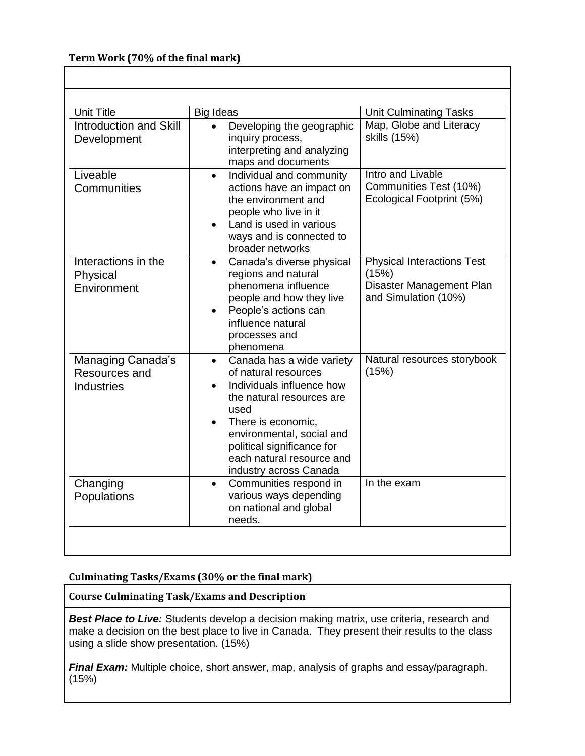**Term Work (70% of the final mark)**

| Unit Title | Big Ideas | Unit Culminating Tasks |
| --- | --- | --- |
| Introduction and Skill Development | • Developing the geographic inquiry process, interpreting and analyzing maps and documents | Map, Globe and Literacy skills (15%) |
| Liveable Communities | • Individual and community actions have an impact on the environment and people who live in it<br>• Land is used in various ways and is connected to broader networks | Intro and Livable Communities Test (10%)<br>Ecological Footprint (5%) |
| Interactions in the Physical Environment | • Canada's diverse physical regions and natural phenomena influence people and how they live<br>• People's actions can influence natural processes and phenomena | Physical Interactions Test (15%)<br>Disaster Management Plan and Simulation (10%) |
| Managing Canada's Resources and Industries | • Canada has a wide variety of natural resources<br>• Individuals influence how the natural resources are used<br>• There is economic, environmental, social and political significance for each natural resource and industry across Canada | Natural resources storybook (15%) |
| Changing Populations | • Communities respond in various ways depending on national and global needs. | In the exam |

**Culminating Tasks/Exams (30% or the final mark)**

**Course Culminating Task/Exams and Description**

***Best Place to Live:*** Students develop a decision making matrix, use criteria, research and make a decision on the best place to live in Canada. They present their results to the class using a slide show presentation. (15%)

***Final Exam:*** Multiple choice, short answer, map, analysis of graphs and essay/paragraph. (15%)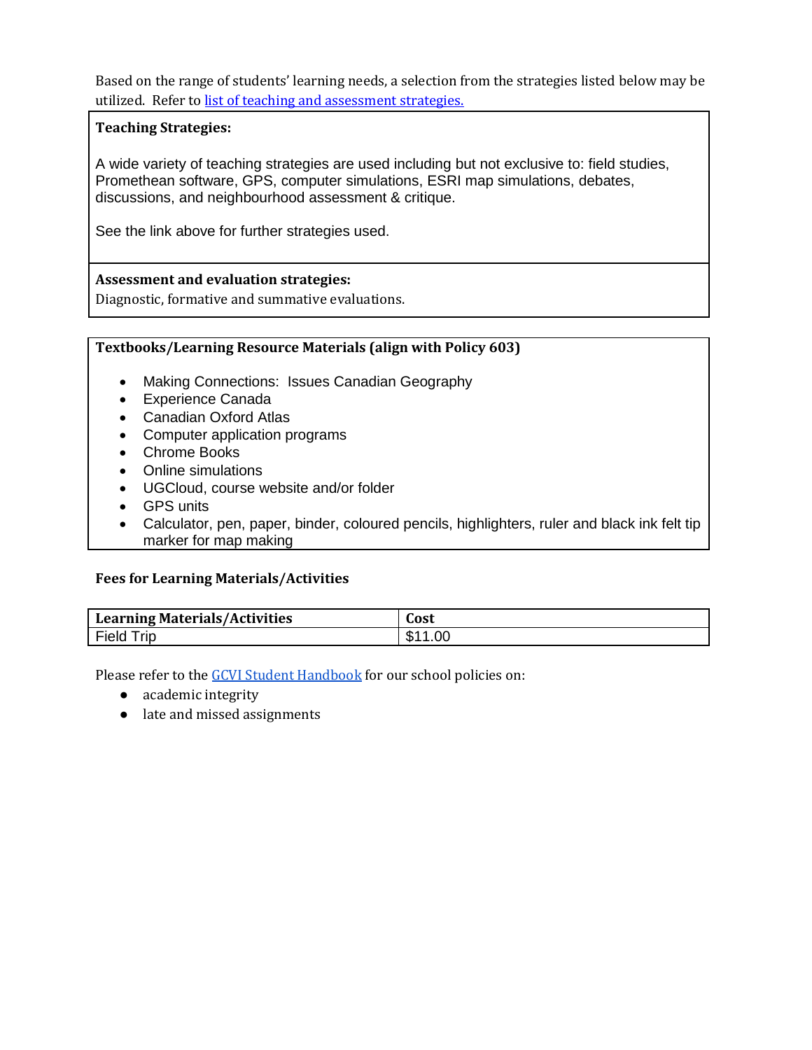Based on the range of students' learning needs, a selection from the strategies listed below may be utilized. Refer to [list of teaching and assessment strategies.]

**Teaching Strategies:**

A wide variety of teaching strategies are used including but not exclusive to: field studies, Promethean software, GPS, computer simulations, ESRI map simulations, debates, discussions, and neighbourhood assessment & critique.

See the link above for further strategies used.

**Assessment and evaluation strategies:**

Diagnostic, formative and summative evaluations.

**Textbooks/Learning Resource Materials (align with Policy 603)**

- Making Connections: Issues Canadian Geography
- Experience Canada
- Canadian Oxford Atlas
- Computer application programs
- Chrome Books
- Online simulations
- UGCloud, course website and/or folder
- GPS units
- Calculator, pen, paper, binder, coloured pencils, highlighters, ruler and black ink felt tip marker for map making

**Fees for Learning Materials/Activities**

| Learning Materials/Activities | Cost |
|---|---|
| Field Trip | $11.00 |

Please refer to the GCVI Student Handbook for our school policies on:

- academic integrity
- late and missed assignments